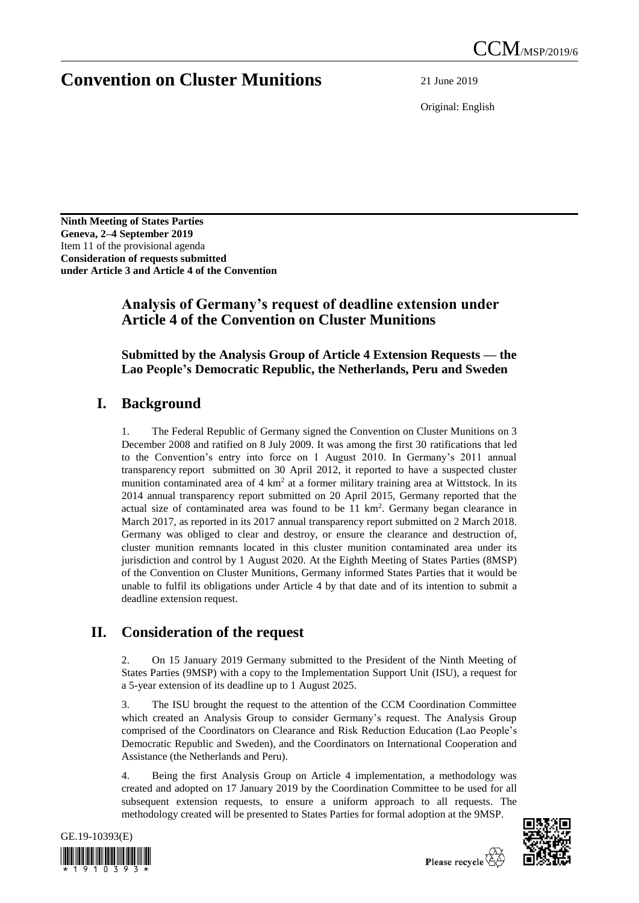CCM/MSP/2019/6

# Convention on Cluster Munitions

21 June 2019

Original: English

**Ninth Meeting of States Parties**
**Geneva, 2–4 September 2019**
Item 11 of the provisional agenda
**Consideration of requests submitted under Article 3 and Article 4 of the Convention**

## Analysis of Germany's request of deadline extension under Article 4 of the Convention on Cluster Munitions

### Submitted by the Analysis Group of Article 4 Extension Requests — the Lao People's Democratic Republic, the Netherlands, Peru and Sweden

## I. Background

1. The Federal Republic of Germany signed the Convention on Cluster Munitions on 3 December 2008 and ratified on 8 July 2009. It was among the first 30 ratifications that led to the Convention's entry into force on 1 August 2010. In Germany's 2011 annual transparency report submitted on 30 April 2012, it reported to have a suspected cluster munition contaminated area of 4 km$^2$ at a former military training area at Wittstock. In its 2014 annual transparency report submitted on 20 April 2015, Germany reported that the actual size of contaminated area was found to be 11 km$^2$. Germany began clearance in March 2017, as reported in its 2017 annual transparency report submitted on 2 March 2018. Germany was obliged to clear and destroy, or ensure the clearance and destruction of, cluster munition remnants located in this cluster munition contaminated area under its jurisdiction and control by 1 August 2020. At the Eighth Meeting of States Parties (8MSP) of the Convention on Cluster Munitions, Germany informed States Parties that it would be unable to fulfil its obligations under Article 4 by that date and of its intention to submit a deadline extension request.

## II. Consideration of the request

2. On 15 January 2019 Germany submitted to the President of the Ninth Meeting of States Parties (9MSP) with a copy to the Implementation Support Unit (ISU), a request for a 5-year extension of its deadline up to 1 August 2025.

3. The ISU brought the request to the attention of the CCM Coordination Committee which created an Analysis Group to consider Germany's request. The Analysis Group comprised of the Coordinators on Clearance and Risk Reduction Education (Lao People's Democratic Republic and Sweden), and the Coordinators on International Cooperation and Assistance (the Netherlands and Peru).

4. Being the first Analysis Group on Article 4 implementation, a methodology was created and adopted on 17 January 2019 by the Coordination Committee to be used for all subsequent extension requests, to ensure a uniform approach to all requests. The methodology created will be presented to States Parties for formal adoption at the 9MSP.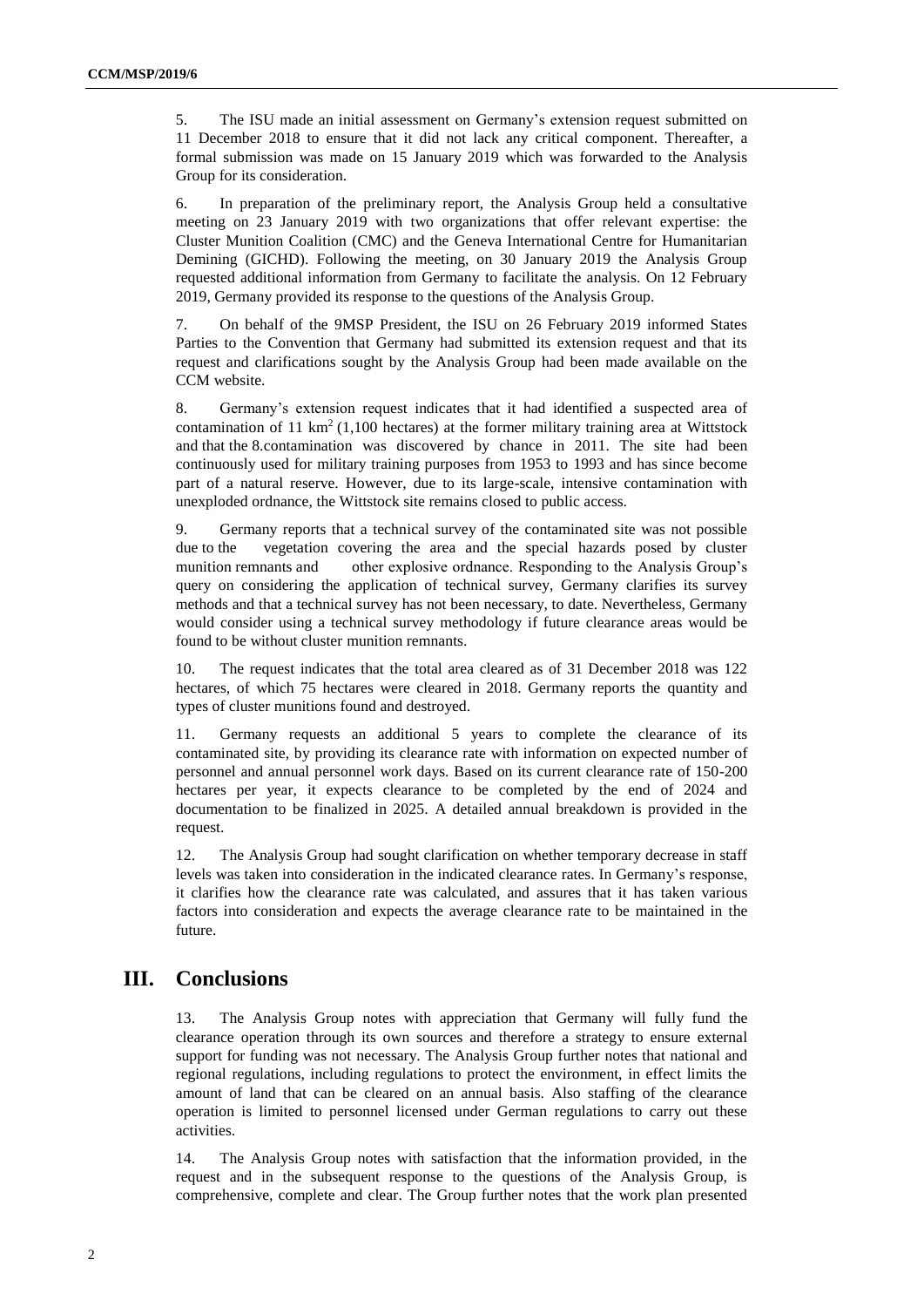5. The ISU made an initial assessment on Germany's extension request submitted on 11 December 2018 to ensure that it did not lack any critical component. Thereafter, a formal submission was made on 15 January 2019 which was forwarded to the Analysis Group for its consideration.

6. In preparation of the preliminary report, the Analysis Group held a consultative meeting on 23 January 2019 with two organizations that offer relevant expertise: the Cluster Munition Coalition (CMC) and the Geneva International Centre for Humanitarian Demining (GICHD). Following the meeting, on 30 January 2019 the Analysis Group requested additional information from Germany to facilitate the analysis. On 12 February 2019, Germany provided its response to the questions of the Analysis Group.

7. On behalf of the 9MSP President, the ISU on 26 February 2019 informed States Parties to the Convention that Germany had submitted its extension request and that its request and clarifications sought by the Analysis Group had been made available on the CCM website.

8. Germany's extension request indicates that it had identified a suspected area of contamination of 11 km$^2$ (1,100 hectares) at the former military training area at Wittstock and that the 8.contamination was discovered by chance in 2011. The site had been continuously used for military training purposes from 1953 to 1993 and has since become part of a natural reserve. However, due to its large-scale, intensive contamination with unexploded ordnance, the Wittstock site remains closed to public access.

9. Germany reports that a technical survey of the contaminated site was not possible due to the vegetation covering the area and the special hazards posed by cluster munition remnants and other explosive ordnance. Responding to the Analysis Group's query on considering the application of technical survey, Germany clarifies its survey methods and that a technical survey has not been necessary, to date. Nevertheless, Germany would consider using a technical survey methodology if future clearance areas would be found to be without cluster munition remnants.

10. The request indicates that the total area cleared as of 31 December 2018 was 122 hectares, of which 75 hectares were cleared in 2018. Germany reports the quantity and types of cluster munitions found and destroyed.

11. Germany requests an additional 5 years to complete the clearance of its contaminated site, by providing its clearance rate with information on expected number of personnel and annual personnel work days. Based on its current clearance rate of 150-200 hectares per year, it expects clearance to be completed by the end of 2024 and documentation to be finalized in 2025. A detailed annual breakdown is provided in the request.

12. The Analysis Group had sought clarification on whether temporary decrease in staff levels was taken into consideration in the indicated clearance rates. In Germany's response, it clarifies how the clearance rate was calculated, and assures that it has taken various factors into consideration and expects the average clearance rate to be maintained in the future.

## III. Conclusions

13. The Analysis Group notes with appreciation that Germany will fully fund the clearance operation through its own sources and therefore a strategy to ensure external support for funding was not necessary. The Analysis Group further notes that national and regional regulations, including regulations to protect the environment, in effect limits the amount of land that can be cleared on an annual basis. Also staffing of the clearance operation is limited to personnel licensed under German regulations to carry out these activities.

14. The Analysis Group notes with satisfaction that the information provided, in the request and in the subsequent response to the questions of the Analysis Group, is comprehensive, complete and clear. The Group further notes that the work plan presented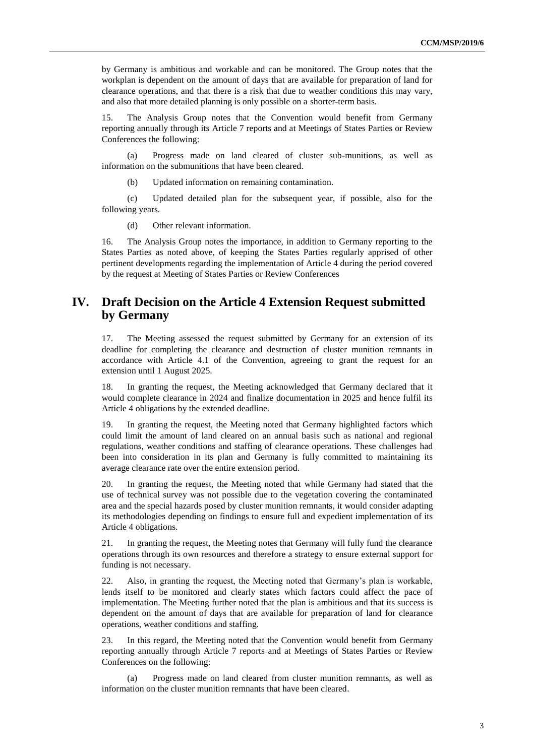by Germany is ambitious and workable and can be monitored. The Group notes that the workplan is dependent on the amount of days that are available for preparation of land for clearance operations, and that there is a risk that due to weather conditions this may vary, and also that more detailed planning is only possible on a shorter-term basis.

15. The Analysis Group notes that the Convention would benefit from Germany reporting annually through its Article 7 reports and at Meetings of States Parties or Review Conferences the following:

(a) Progress made on land cleared of cluster sub-munitions, as well as information on the submunitions that have been cleared.

(b) Updated information on remaining contamination.

(c) Updated detailed plan for the subsequent year, if possible, also for the following years.

(d) Other relevant information.

16. The Analysis Group notes the importance, in addition to Germany reporting to the States Parties as noted above, of keeping the States Parties regularly apprised of other pertinent developments regarding the implementation of Article 4 during the period covered by the request at Meeting of States Parties or Review Conferences

## IV. Draft Decision on the Article 4 Extension Request submitted by Germany

17. The Meeting assessed the request submitted by Germany for an extension of its deadline for completing the clearance and destruction of cluster munition remnants in accordance with Article 4.1 of the Convention, agreeing to grant the request for an extension until 1 August 2025.

18. In granting the request, the Meeting acknowledged that Germany declared that it would complete clearance in 2024 and finalize documentation in 2025 and hence fulfil its Article 4 obligations by the extended deadline.

19. In granting the request, the Meeting noted that Germany highlighted factors which could limit the amount of land cleared on an annual basis such as national and regional regulations, weather conditions and staffing of clearance operations. These challenges had been into consideration in its plan and Germany is fully committed to maintaining its average clearance rate over the entire extension period.

20. In granting the request, the Meeting noted that while Germany had stated that the use of technical survey was not possible due to the vegetation covering the contaminated area and the special hazards posed by cluster munition remnants, it would consider adapting its methodologies depending on findings to ensure full and expedient implementation of its Article 4 obligations.

21. In granting the request, the Meeting notes that Germany will fully fund the clearance operations through its own resources and therefore a strategy to ensure external support for funding is not necessary.

22. Also, in granting the request, the Meeting noted that Germany's plan is workable, lends itself to be monitored and clearly states which factors could affect the pace of implementation. The Meeting further noted that the plan is ambitious and that its success is dependent on the amount of days that are available for preparation of land for clearance operations, weather conditions and staffing.

23. In this regard, the Meeting noted that the Convention would benefit from Germany reporting annually through Article 7 reports and at Meetings of States Parties or Review Conferences on the following:

(a) Progress made on land cleared from cluster munition remnants, as well as information on the cluster munition remnants that have been cleared.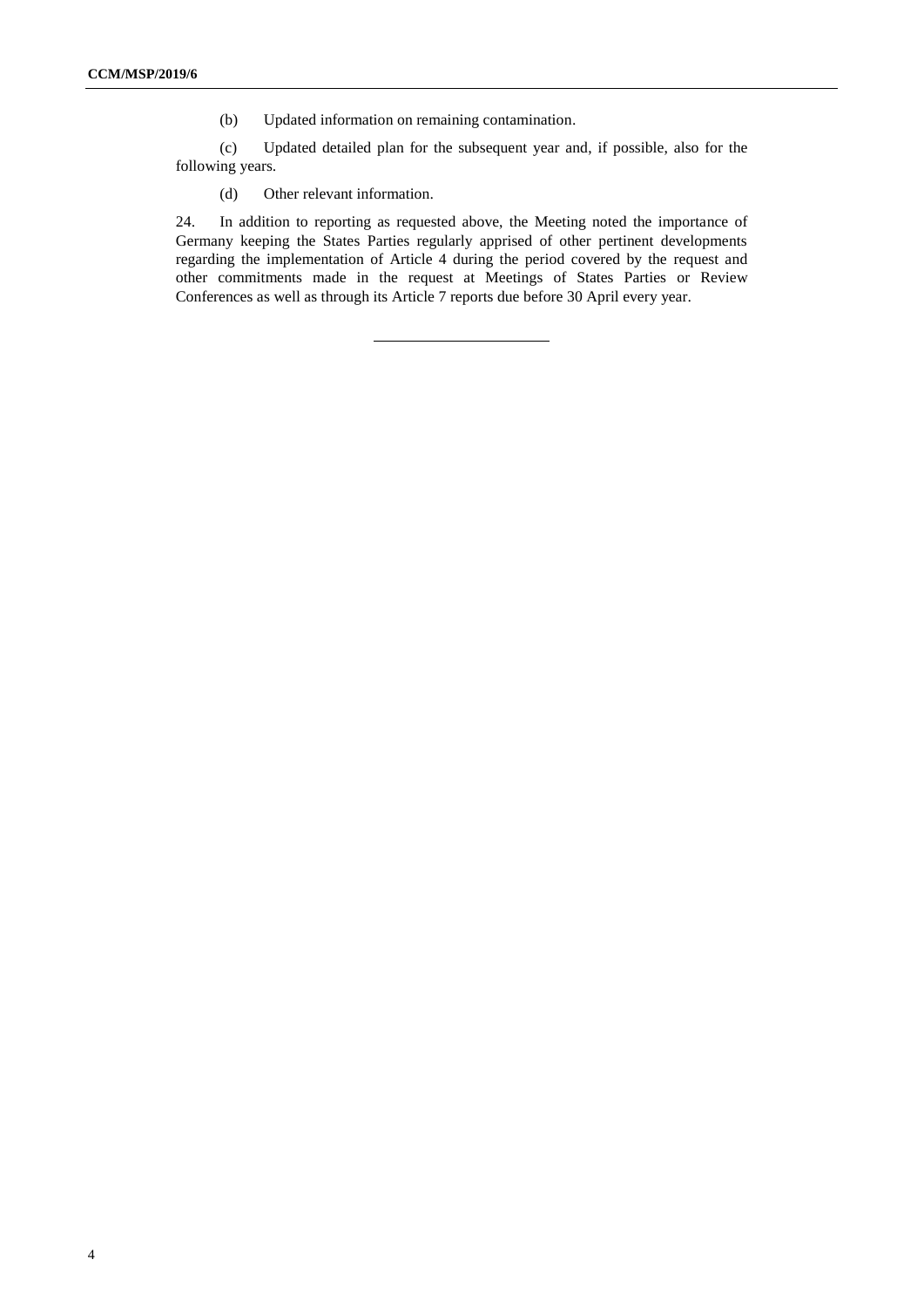(b) Updated information on remaining contamination.

(c) Updated detailed plan for the subsequent year and, if possible, also for the following years.

(d) Other relevant information.

24. In addition to reporting as requested above, the Meeting noted the importance of Germany keeping the States Parties regularly apprised of other pertinent developments regarding the implementation of Article 4 during the period covered by the request and other commitments made in the request at Meetings of States Parties or Review Conferences as well as through its Article 7 reports due before 30 April every year.